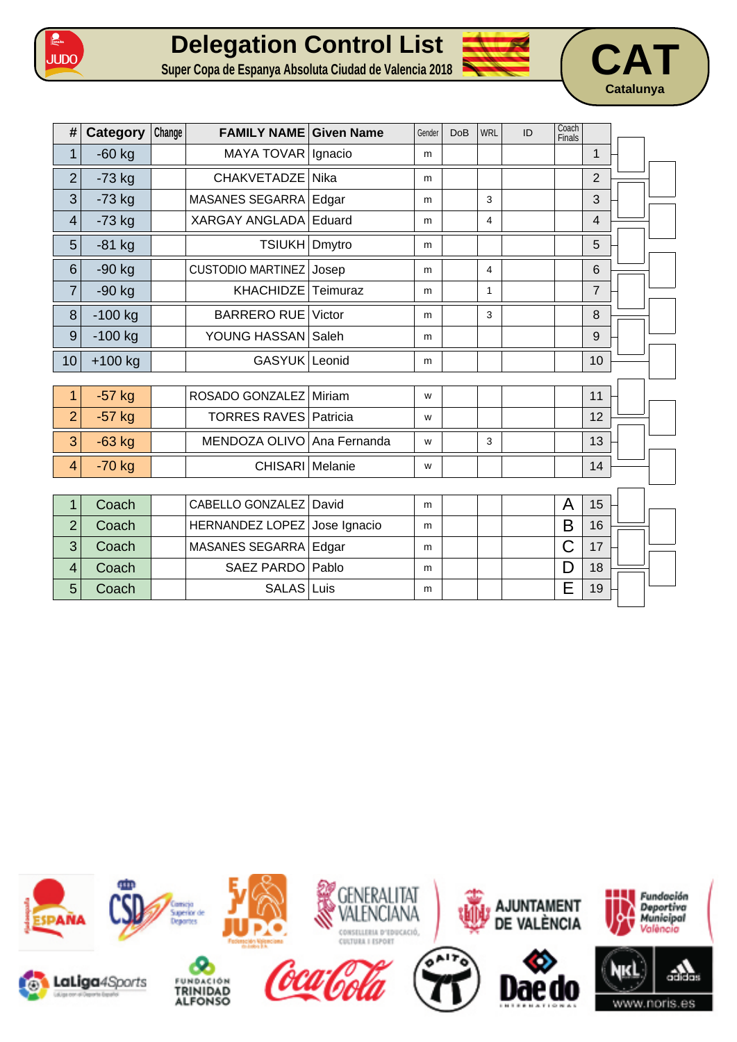# Delegation Control List

**Super Copa de Espanya Absoluta Ciudad de Valencia 2018**

**CAT**
**Catalunya**

| # | Category | Change | FAMILY NAME | Given Name | Gender | DoB | WRL | ID | Coach Finals | |
|---|---|---|---|---|---|---|---|---|---|---|
| 1 | -60 kg | | MAYA TOVAR | Ignacio | m | | | | | 1 |
| 2 | -73 kg | | CHAKVETADZE | Nika | m | | | | | 2 |
| 3 | -73 kg | | MASANES SEGARRA | Edgar | m | | 3 | | | 3 |
| 4 | -73 kg | | XARGAY ANGLADA | Eduard | m | | 4 | | | 4 |
| 5 | -81 kg | | TSIUKH | Dmytro | m | | | | | 5 |
| 6 | -90 kg | | CUSTODIO MARTINEZ | Josep | m | | 4 | | | 6 |
| 7 | -90 kg | | KHACHIDZE | Teimuraz | m | | 1 | | | 7 |
| 8 | -100 kg | | BARRERO RUE | Victor | m | | 3 | | | 8 |
| 9 | -100 kg | | YOUNG HASSAN | Saleh | m | | | | | 9 |
| 10 | +100 kg | | GASYUK | Leonid | m | | | | | 10 |
| 1 | -57 kg | | ROSADO GONZALEZ | Miriam | w | | | | | 11 |
| 2 | -57 kg | | TORRES RAVES | Patricia | w | | | | | 12 |
| 3 | -63 kg | | MENDOZA OLIVO | Ana Fernanda | w | | 3 | | | 13 |
| 4 | -70 kg | | CHISARI | Melanie | w | | | | | 14 |
| 1 | Coach | | CABELLO GONZALEZ | David | m | | | | A | 15 |
| 2 | Coach | | HERNANDEZ LOPEZ | Jose Ignacio | m | | | | B | 16 |
| 3 | Coach | | MASANES SEGARRA | Edgar | m | | | | C | 17 |
| 4 | Coach | | SAEZ PARDO | Pablo | m | | | | D | 18 |
| 5 | Coach | | SALAS | Luis | m | | | | E | 19 |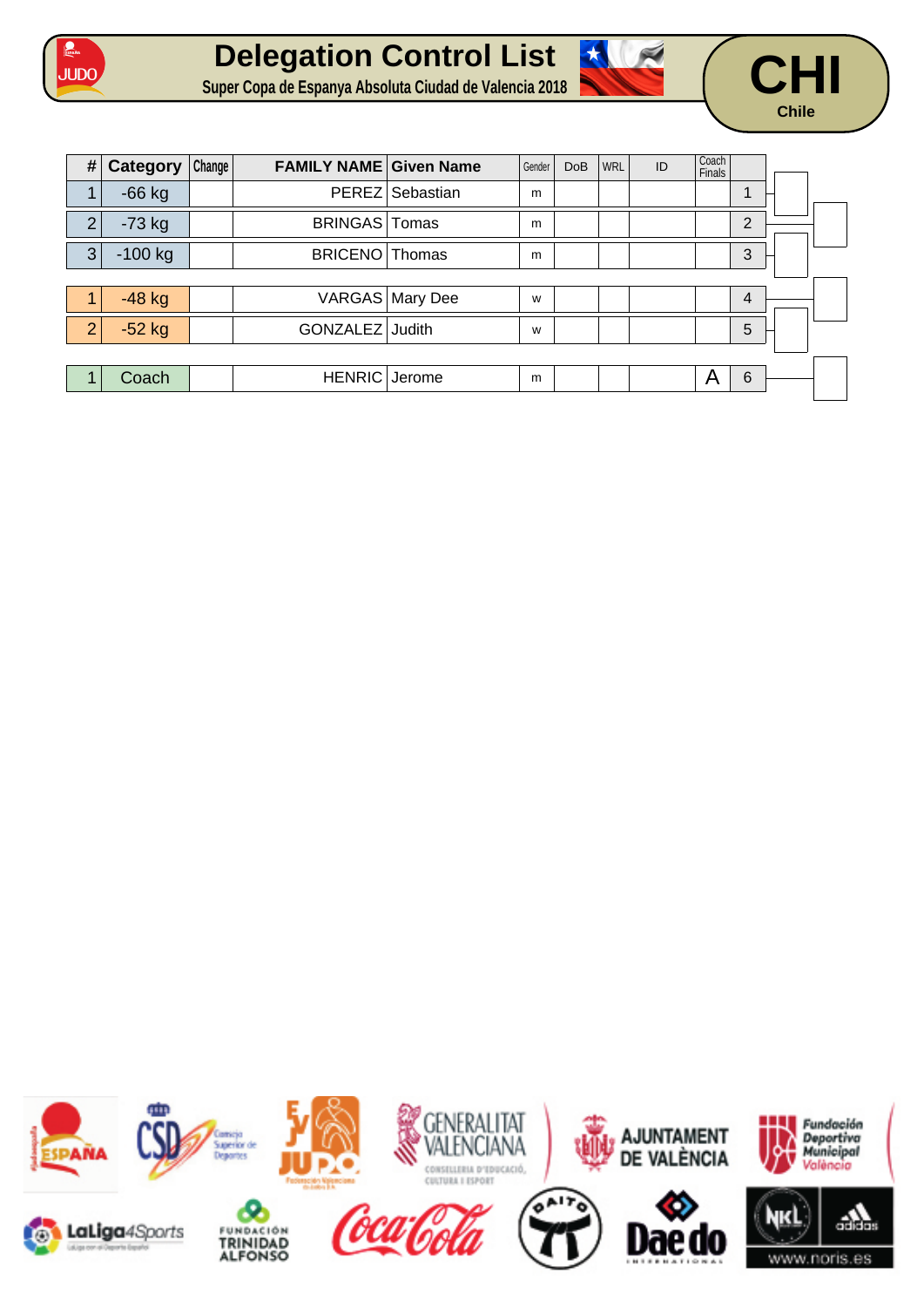# Delegation Control List

**Super Copa de Espanya Absoluta Ciudad de Valencia 2018**

**CHI**
**Chile**

| # | Category | Change | FAMILY NAME | Given Name | Gender | DoB | WRL | ID | Coach Finals | |
|---|---|---|---|---|---|---|---|---|---|---|
| 1 | -66 kg | | PEREZ | Sebastian | m | | | | | 1 |
| 2 | -73 kg | | BRINGAS | Tomas | m | | | | | 2 |
| 3 | -100 kg | | BRICENO | Thomas | m | | | | | 3 |
| 1 | -48 kg | | VARGAS | Mary Dee | w | | | | | 4 |
| 2 | -52 kg | | GONZALEZ | Judith | w | | | | | 5 |
| 1 | Coach | | HENRIC | Jerome | m | | | | A | 6 |

www.noris.es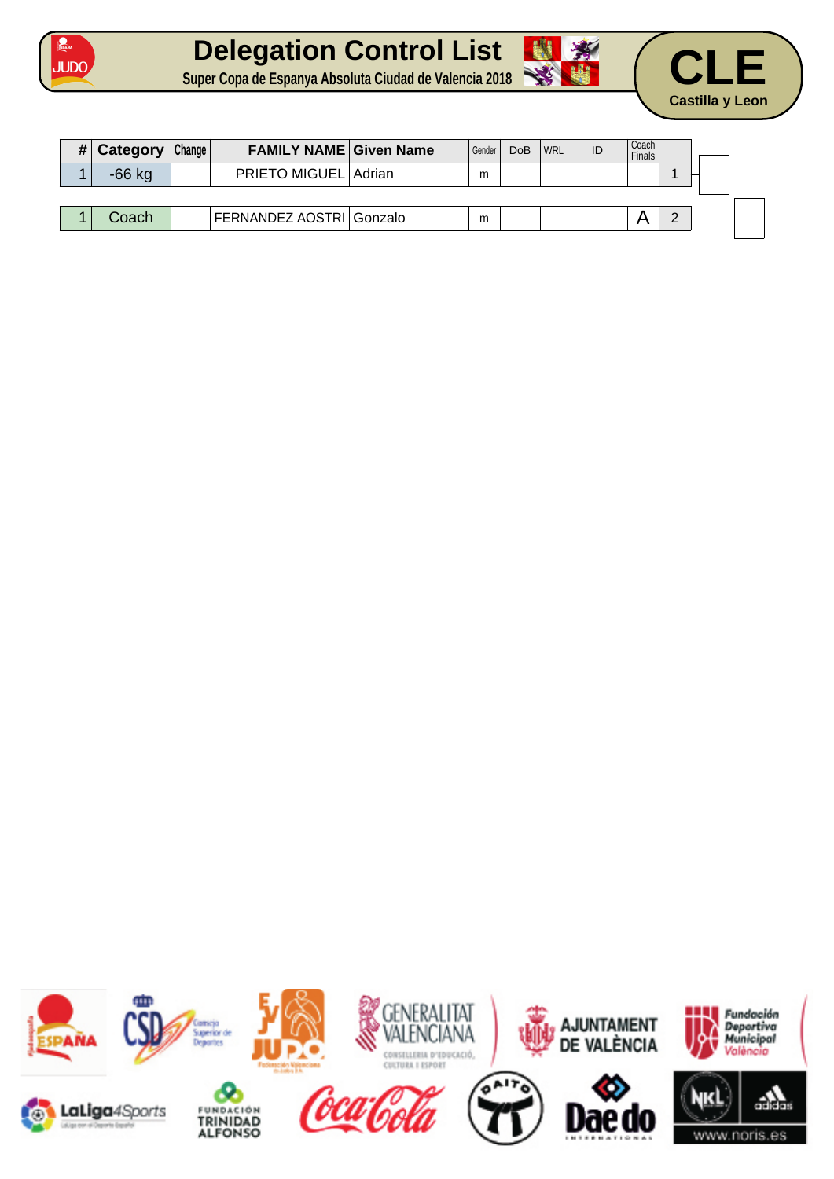# Delegation Control List

**Super Copa de Espanya Absoluta Ciudad de Valencia 2018**

## CLE

**Castilla y Leon**

| # | Category | Change | FAMILY NAME | Given Name | Gender | DoB | WRL | ID | Coach Finals | |
|---|---|---|---|---|---|---|---|---|---|---|
| 1 | -66 kg | | PRIETO MIGUEL | Adrian | m | | | | | 1 |
| 1 | Coach | | FERNANDEZ AOSTRI | Gonzalo | m | | | | A | 2 |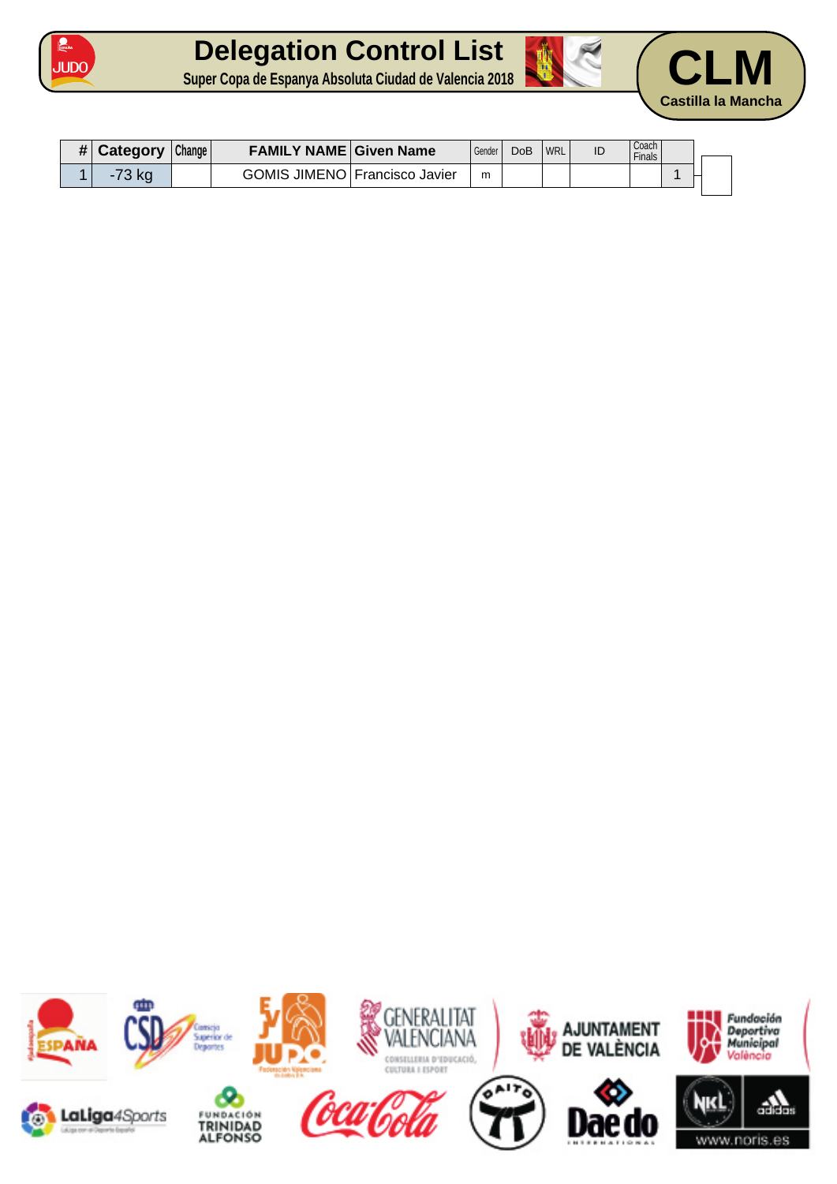# Delegation Control List

**Super Copa de Espanya Absoluta Ciudad de Valencia 2018**

**CLM**
**Castilla la Mancha**

| # | Category | Change | FAMILY NAME | Given Name | Gender | DoB | WRL | ID | Coach Finals | |
|---|---|---|---|---|---|---|---|---|---|---|
| 1 | -73 kg | | GOMIS JIMENO | Francisco Javier | m | | | | | 1 |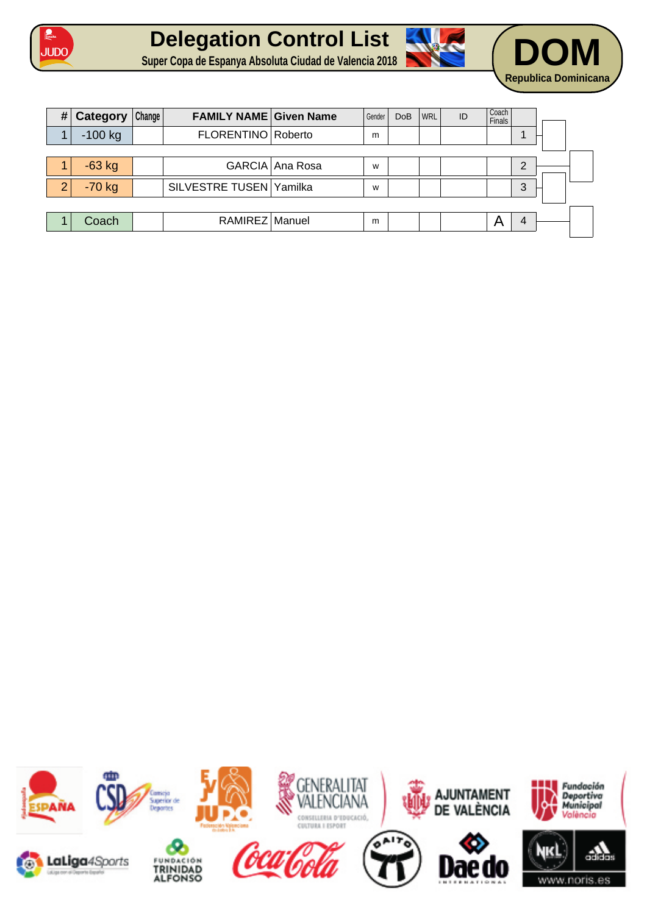# Delegation Control List

**Super Copa de Espanya Absoluta Ciudad de Valencia 2018**

**DOM**

**Republica Dominicana**

| # | Category | Change | FAMILY NAME | Given Name | Gender | DoB | WRL | ID | Coach Finals | |
|---|---|---|---|---|---|---|---|---|---|---|
| 1 | -100 kg | | FLORENTINO | Roberto | m | | | | | 1 |
| 1 | -63 kg | | GARCIA | Ana Rosa | w | | | | | 2 |
| 2 | -70 kg | | SILVESTRE TUSEN | Yamilka | w | | | | | 3 |
| 1 | Coach | | RAMIREZ | Manuel | m | | | | A | 4 |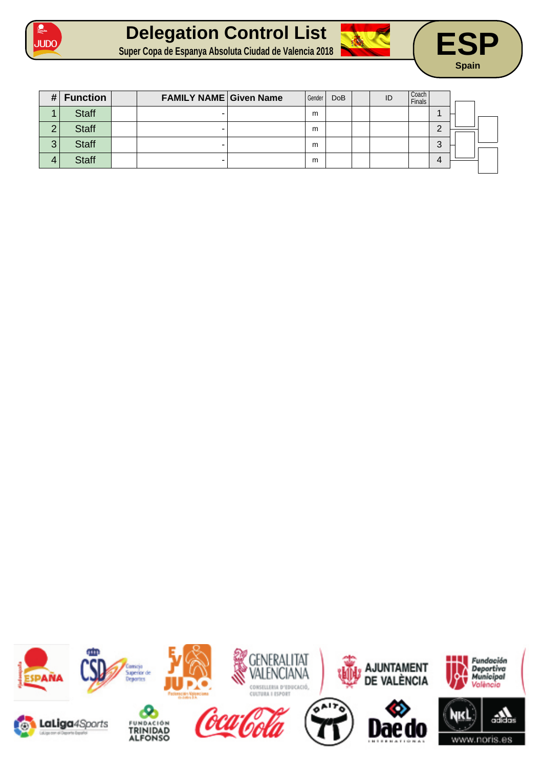# Delegation Control List

**Super Copa de Espanya Absoluta Ciudad de Valencia 2018**

**ESP**
**Spain**

| # | Function | | FAMILY NAME | Given Name | Gender | DoB | | ID | Coach Finals | |
|---|---|---|---|---|---|---|---|---|---|---|
| 1 | Staff | | - | | m | | | | | 1 |
| 2 | Staff | | - | | m | | | | | 2 |
| 3 | Staff | | - | | m | | | | | 3 |
| 4 | Staff | | - | | m | | | | | 4 |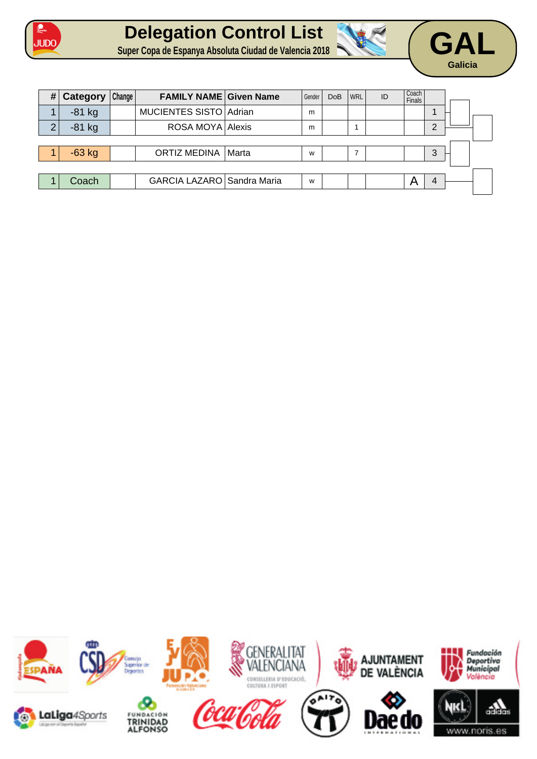# Delegation Control List

**Super Copa de Espanya Absoluta Ciudad de Valencia 2018**

**GAL**
**Galicia**

| # | Category | Change | FAMILY NAME | Given Name | Gender | DoB | WRL | ID | Coach Finals | |
|---|---|---|---|---|---|---|---|---|---|---|
| 1 | -81 kg | | MUCIENTES SISTO | Adrian | m | | | | | 1 |
| 2 | -81 kg | | ROSA MOYA | Alexis | m | | 1 | | | 2 |
| 1 | -63 kg | | ORTIZ MEDINA | Marta | w | | 7 | | | 3 |
| 1 | Coach | | GARCIA LAZARO | Sandra Maria | w | | | | A | 4 |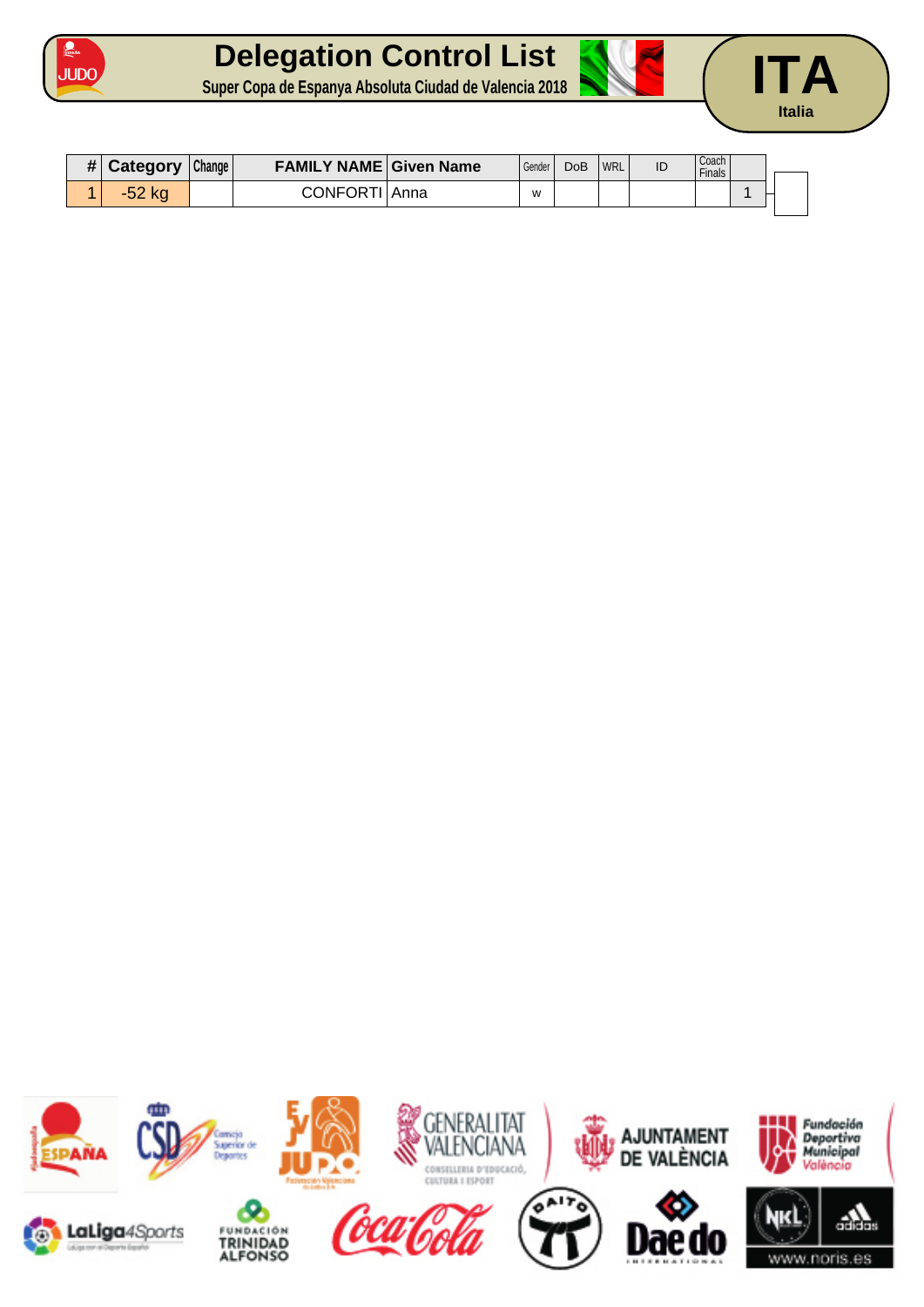# Delegation Control List

Super Copa de Espanya Absoluta Ciudad de Valencia 2018

**ITA**

Italia

| # | Category | Change | FAMILY NAME | Given Name | Gender | DoB | WRL | ID | Coach Finals | |
|---|---|---|---|---|---|---|---|---|---|---|
| 1 | -52 kg | | CONFORTI | Anna | w | | | | | 1 |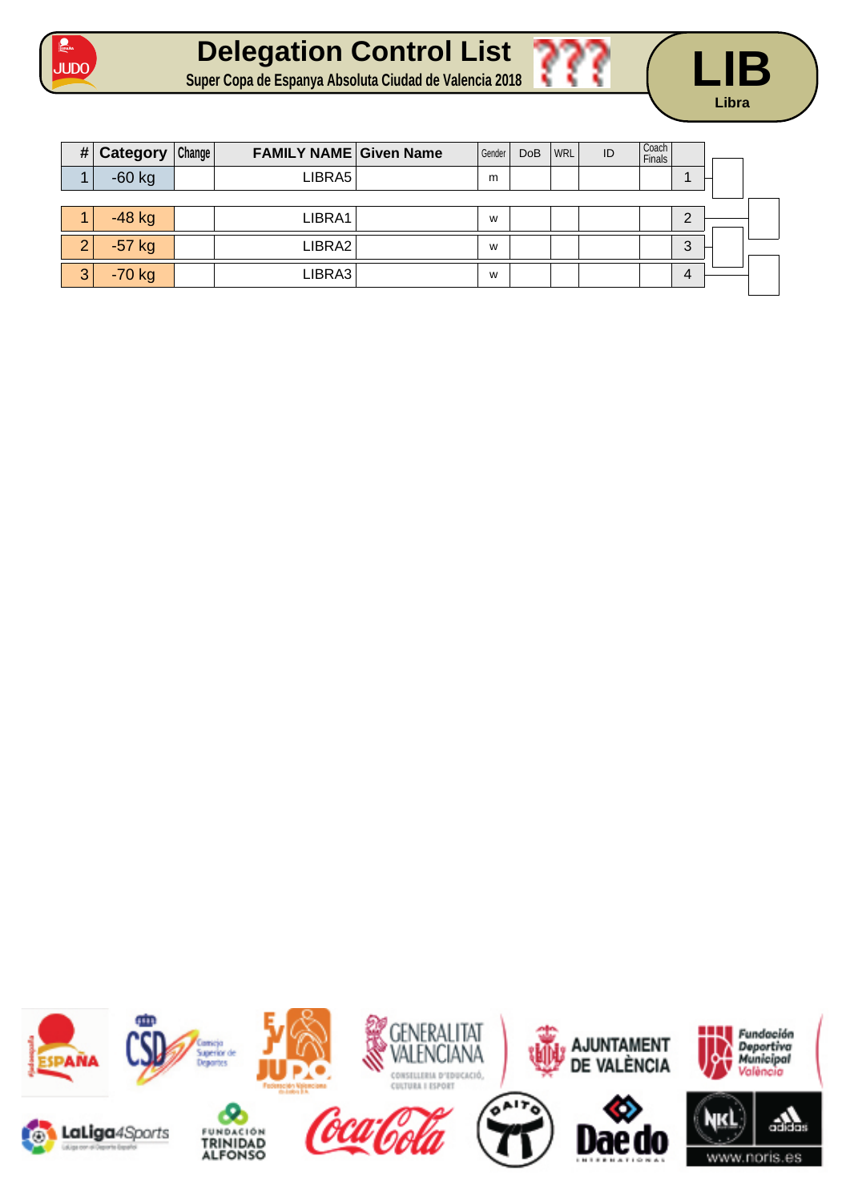# Delegation Control List

**Super Copa de Espanya Absoluta Ciudad de Valencia 2018**

**LIB**
**Libra**

| # | Category | Change | FAMILY NAME | Given Name | Gender | DoB | WRL | ID | Coach Finals | |
|---|---|---|---|---|---|---|---|---|---|---|
| 1 | -60 kg | | LIBRA5 | | m | | | | | 1 |
| 1 | -48 kg | | LIBRA1 | | w | | | | | 2 |
| 2 | -57 kg | | LIBRA2 | | w | | | | | 3 |
| 3 | -70 kg | | LIBRA3 | | w | | | | | 4 |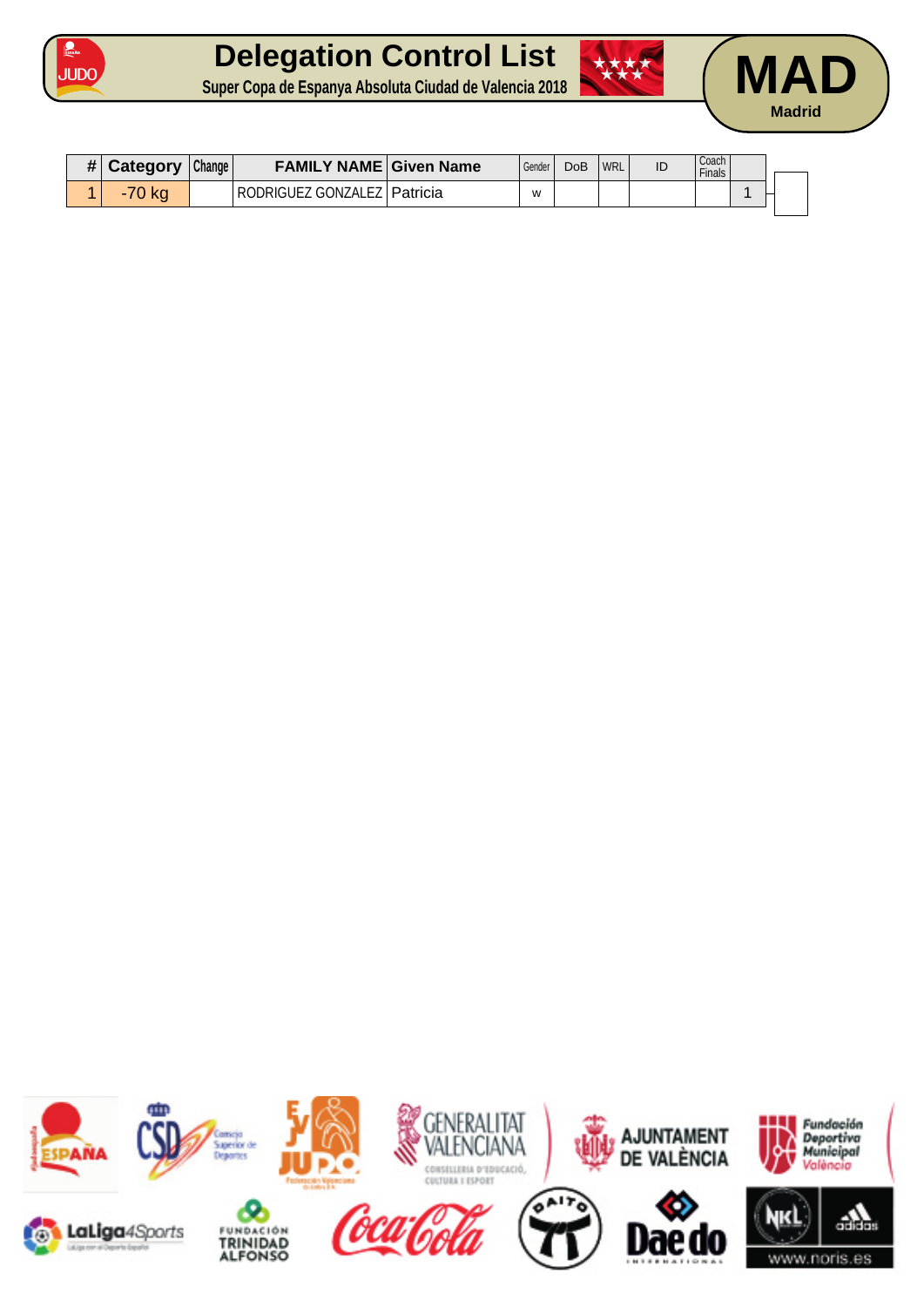# Delegation Control List

**Super Copa de Espanya Absoluta Ciudad de Valencia 2018**

**MAD**

**Madrid**

| # | Category | Change | FAMILY NAME | Given Name | Gender | DoB | WRL | ID | Coach Finals | |
|---|---|---|---|---|---|---|---|---|---|---|
| 1 | -70 kg | | RODRIGUEZ GONZALEZ | Patricia | w | | | | | 1 |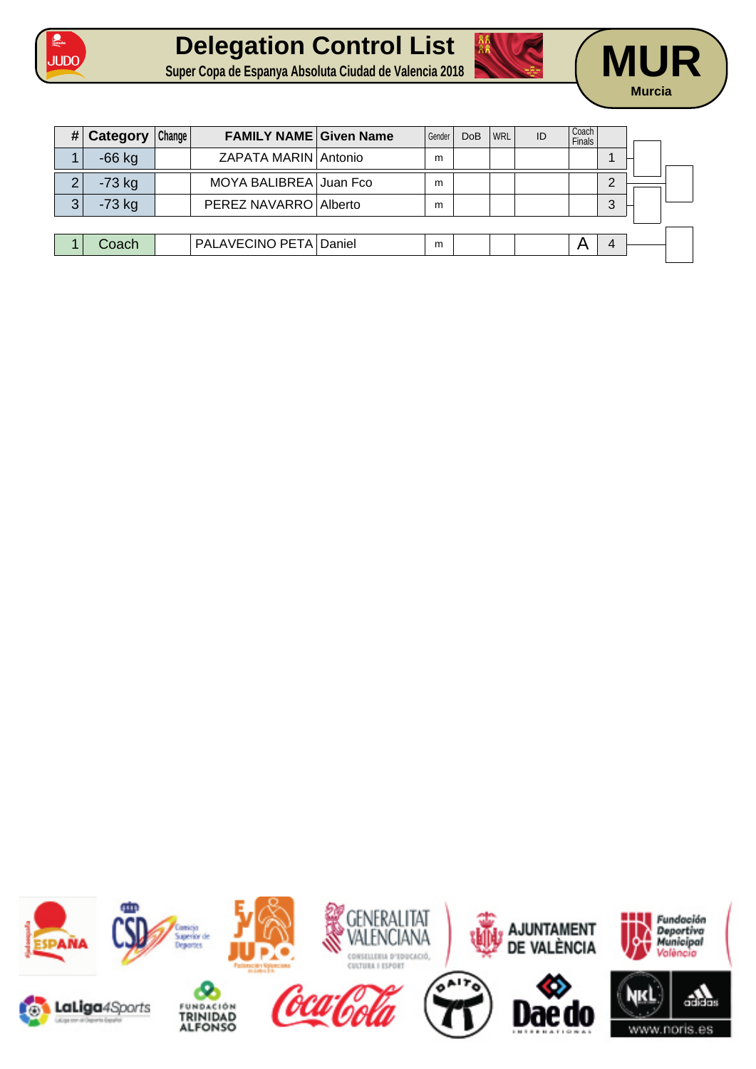# Delegation Control List

**Super Copa de Espanya Absoluta Ciudad de Valencia 2018**

**MUR**
Murcia

| # | Category | Change | FAMILY NAME | Given Name | Gender | DoB | WRL | ID | Coach Finals | |
|---|---|---|---|---|---|---|---|---|---|---|
| 1 | -66 kg | | ZAPATA MARIN | Antonio | m | | | | | 1 |
| 2 | -73 kg | | MOYA BALIBREA | Juan Fco | m | | | | | 2 |
| 3 | -73 kg | | PEREZ NAVARRO | Alberto | m | | | | | 3 |
| | | | | | | | | | | |
| 1 | Coach | | PALAVECINO PETA | Daniel | m | | | | A | 4 |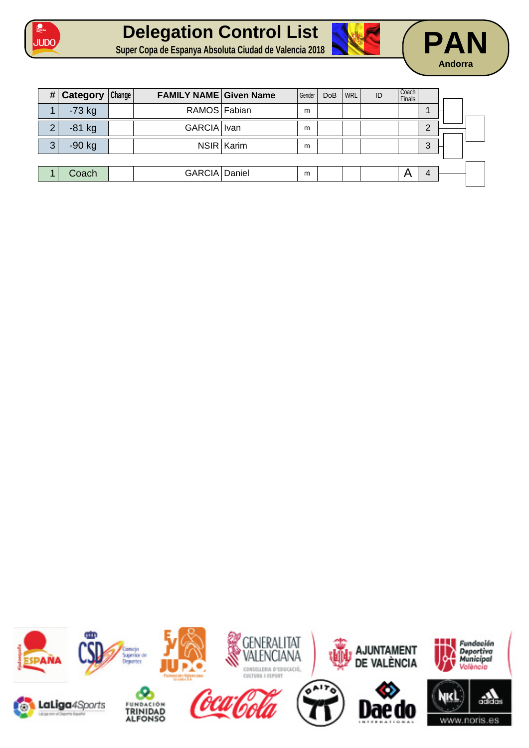# Delegation Control List

**Super Copa de Espanya Absoluta Ciudad de Valencia 2018**

**PAN**
**Andorra**

| # | Category | Change | FAMILY NAME | Given Name | Gender | DoB | WRL | ID | Coach Finals | |
|---|---|---|---|---|---|---|---|---|---|---|
| 1 | -73 kg | | RAMOS | Fabian | m | | | | | 1 |
| 2 | -81 kg | | GARCIA | Ivan | m | | | | | 2 |
| 3 | -90 kg | | NSIR | Karim | m | | | | | 3 |
| | | | | | | | | | | |
| 1 | Coach | | GARCIA | Daniel | m | | | | A | 4 |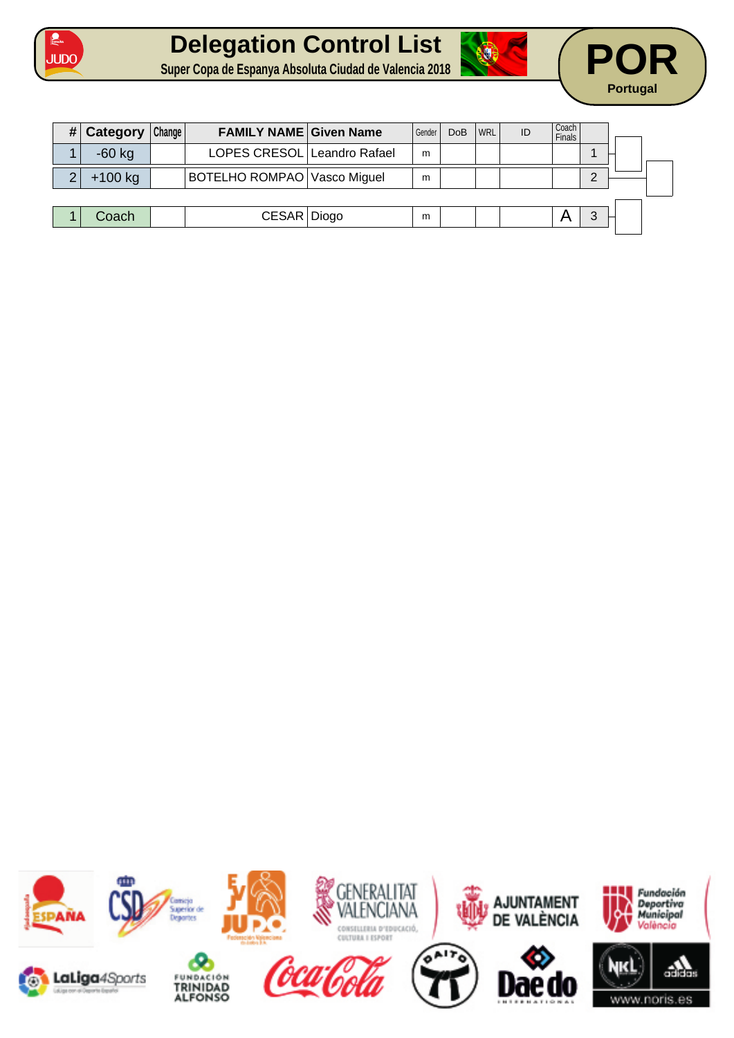# Delegation Control List

**Super Copa de Espanya Absoluta Ciudad de Valencia 2018**

**POR**
Portugal

| # | Category | Change | FAMILY NAME | Given Name | Gender | DoB | WRL | ID | Coach Finals | |
|---|---|---|---|---|---|---|---|---|---|---|
| 1 | -60 kg | | LOPES CRESOL | Leandro Rafael | m | | | | | 1 |
| 2 | +100 kg | | BOTELHO ROMPAO | Vasco Miguel | m | | | | | 2 |
| 1 | Coach | | CESAR | Diogo | m | | | | A | 3 |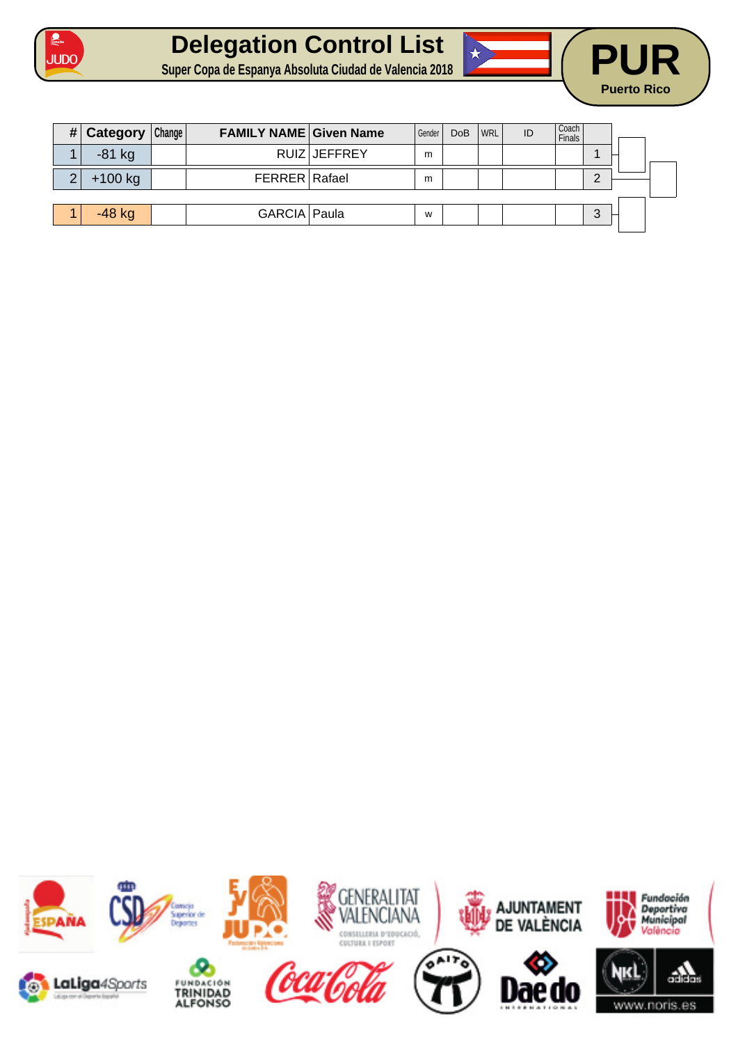# Delegation Control List

**Super Copa de Espanya Absoluta Ciudad de Valencia 2018**

**PUR**
**Puerto Rico**

| # | Category | Change | FAMILY NAME | Given Name | Gender | DoB | WRL | ID | Coach Finals | |
|---|---|---|---|---|---|---|---|---|---|---|
| 1 | -81 kg | | RUIZ | JEFFREY | m | | | | | 1 |
| 2 | +100 kg | | FERRER | Rafael | m | | | | | 2 |
| 1 | -48 kg | | GARCIA | Paula | w | | | | | 3 |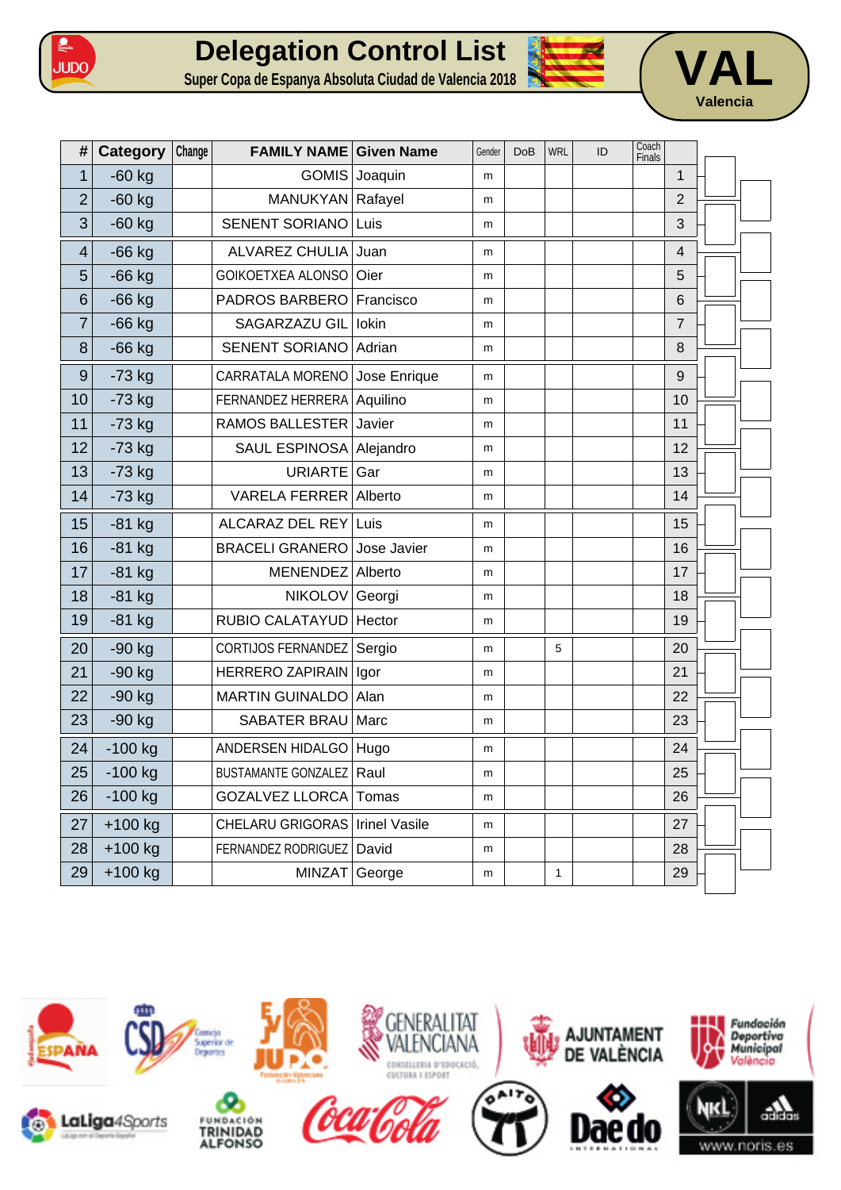# Delegation Control List

**Super Copa de Espanya Absoluta Ciudad de Valencia 2018**

**VAL**
Valencia

| # | Category | Change | FAMILY NAME | Given Name | Gender | DoB | WRL | ID | Coach Finals | |
|---|---|---|---|---|---|---|---|---|---|---|
| 1 | -60 kg | | GOMIS | Joaquin | m | | | | | 1 |
| 2 | -60 kg | | MANUKYAN | Rafayel | m | | | | | 2 |
| 3 | -60 kg | | SENENT SORIANO | Luis | m | | | | | 3 |
| 4 | -66 kg | | ALVAREZ CHULIA | Juan | m | | | | | 4 |
| 5 | -66 kg | | GOIKOETXEA ALONSO | Oier | m | | | | | 5 |
| 6 | -66 kg | | PADROS BARBERO | Francisco | m | | | | | 6 |
| 7 | -66 kg | | SAGARZAZU GIL | Iokin | m | | | | | 7 |
| 8 | -66 kg | | SENENT SORIANO | Adrian | m | | | | | 8 |
| 9 | -73 kg | | CARRATALA MORENO | Jose Enrique | m | | | | | 9 |
| 10 | -73 kg | | FERNANDEZ HERRERA | Aquilino | m | | | | | 10 |
| 11 | -73 kg | | RAMOS BALLESTER | Javier | m | | | | | 11 |
| 12 | -73 kg | | SAUL ESPINOSA | Alejandro | m | | | | | 12 |
| 13 | -73 kg | | URIARTE | Gar | m | | | | | 13 |
| 14 | -73 kg | | VARELA FERRER | Alberto | m | | | | | 14 |
| 15 | -81 kg | | ALCARAZ DEL REY | Luis | m | | | | | 15 |
| 16 | -81 kg | | BRACELI GRANERO | Jose Javier | m | | | | | 16 |
| 17 | -81 kg | | MENENDEZ | Alberto | m | | | | | 17 |
| 18 | -81 kg | | NIKOLOV | Georgi | m | | | | | 18 |
| 19 | -81 kg | | RUBIO CALATAYUD | Hector | m | | | | | 19 |
| 20 | -90 kg | | CORTIJOS FERNANDEZ | Sergio | m | | 5 | | | 20 |
| 21 | -90 kg | | HERRERO ZAPIRAIN | Igor | m | | | | | 21 |
| 22 | -90 kg | | MARTIN GUINALDO | Alan | m | | | | | 22 |
| 23 | -90 kg | | SABATER BRAU | Marc | m | | | | | 23 |
| 24 | -100 kg | | ANDERSEN HIDALGO | Hugo | m | | | | | 24 |
| 25 | -100 kg | | BUSTAMANTE GONZALEZ | Raul | m | | | | | 25 |
| 26 | -100 kg | | GOZALVEZ LLORCA | Tomas | m | | | | | 26 |
| 27 | +100 kg | | CHELARU GRIGORAS | Irinel Vasile | m | | | | | 27 |
| 28 | +100 kg | | FERNANDEZ RODRIGUEZ | David | m | | | | | 28 |
| 29 | +100 kg | | MINZAT | George | m | | 1 | | | 29 |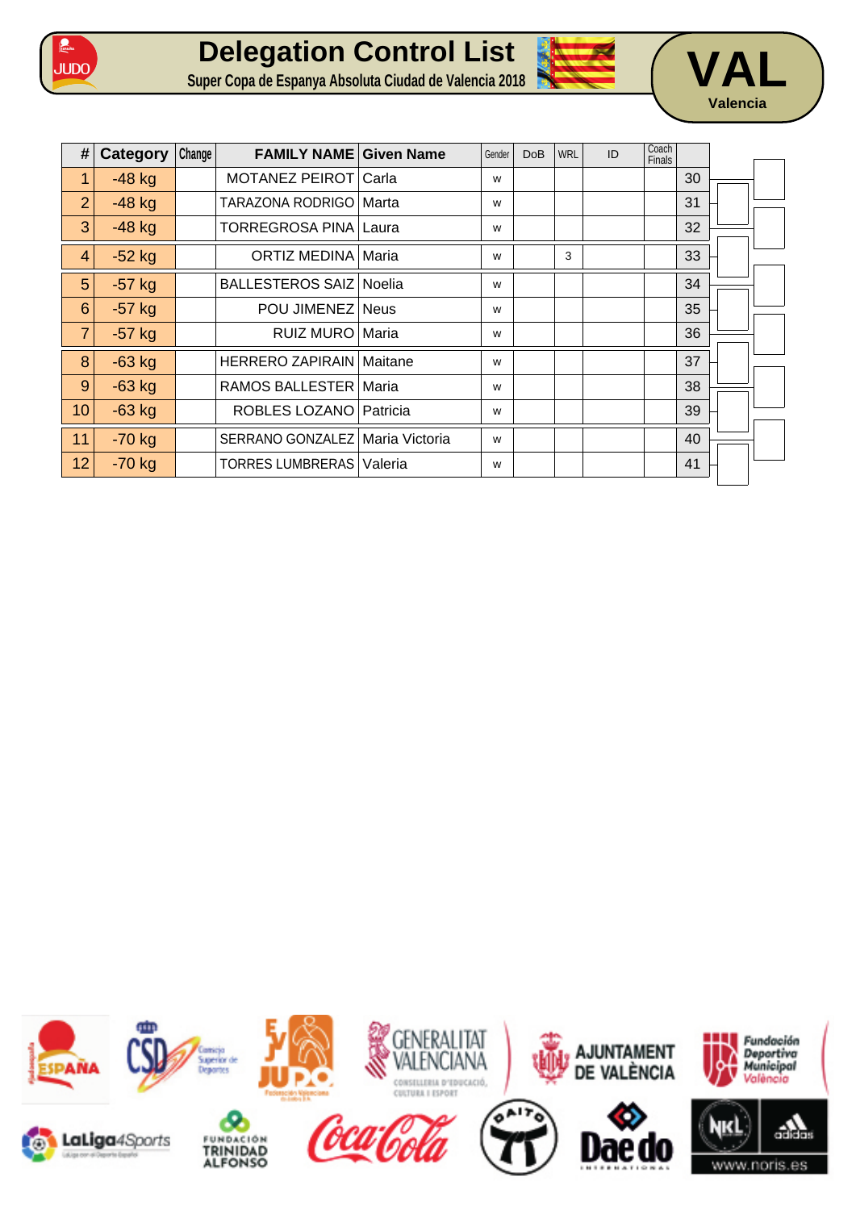# Delegation Control List

**Super Copa de Espanya Absoluta Ciudad de Valencia 2018**

**VAL**
Valencia

| # | Category | Change | FAMILY NAME | Given Name | Gender | DoB | WRL | ID | Coach Finals | |
|---|---|---|---|---|---|---|---|---|---|---|
| 1 | -48 kg | | MOTANEZ PEIROT | Carla | w | | | | | 30 |
| 2 | -48 kg | | TARAZONA RODRIGO | Marta | w | | | | | 31 |
| 3 | -48 kg | | TORREGROSA PINA | Laura | w | | | | | 32 |
| 4 | -52 kg | | ORTIZ MEDINA | Maria | w | | 3 | | | 33 |
| 5 | -57 kg | | BALLESTEROS SAIZ | Noelia | w | | | | | 34 |
| 6 | -57 kg | | POU JIMENEZ | Neus | w | | | | | 35 |
| 7 | -57 kg | | RUIZ MURO | Maria | w | | | | | 36 |
| 8 | -63 kg | | HERRERO ZAPIRAIN | Maitane | w | | | | | 37 |
| 9 | -63 kg | | RAMOS BALLESTER | Maria | w | | | | | 38 |
| 10 | -63 kg | | ROBLES LOZANO | Patricia | w | | | | | 39 |
| 11 | -70 kg | | SERRANO GONZALEZ | Maria Victoria | w | | | | | 40 |
| 12 | -70 kg | | TORRES LUMBRERAS | Valeria | w | | | | | 41 |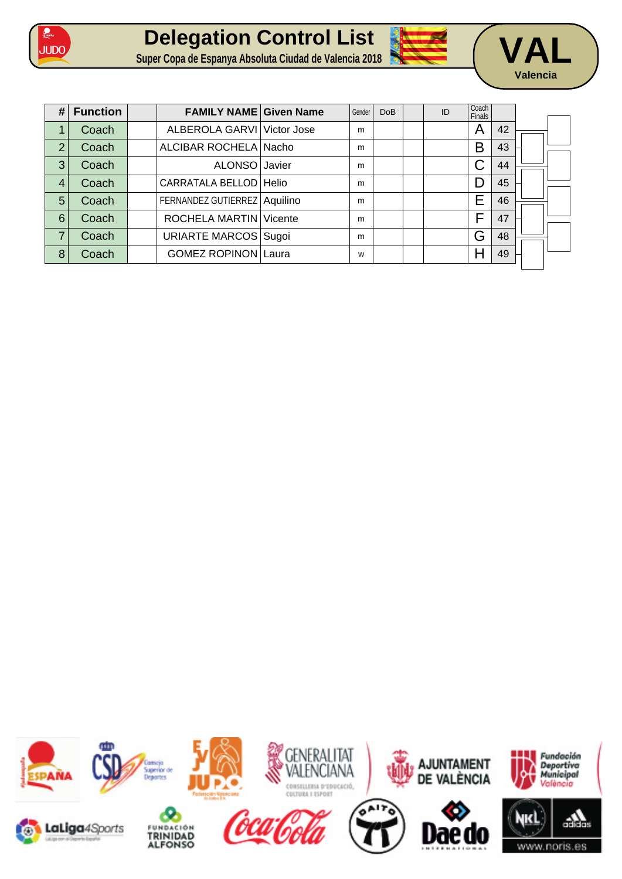# Delegation Control List

**Super Copa de Espanya Absoluta Ciudad de Valencia 2018**

**VAL**
Valencia

| # | Function | | FAMILY NAME | Given Name | Gender | DoB | | ID | Coach Finals | |
|---|---|---|---|---|---|---|---|---|---|---|
| 1 | Coach | | ALBEROLA GARVI | Victor Jose | m | | | | A | 42 |
| 2 | Coach | | ALCIBAR ROCHELA | Nacho | m | | | | B | 43 |
| 3 | Coach | | ALONSO | Javier | m | | | | C | 44 |
| 4 | Coach | | CARRATALA BELLOD | Helio | m | | | | D | 45 |
| 5 | Coach | | FERNANDEZ GUTIERREZ | Aquilino | m | | | | E | 46 |
| 6 | Coach | | ROCHELA MARTIN | Vicente | m | | | | F | 47 |
| 7 | Coach | | URIARTE MARCOS | Sugoi | m | | | | G | 48 |
| 8 | Coach | | GOMEZ ROPINON | Laura | w | | | | H | 49 |